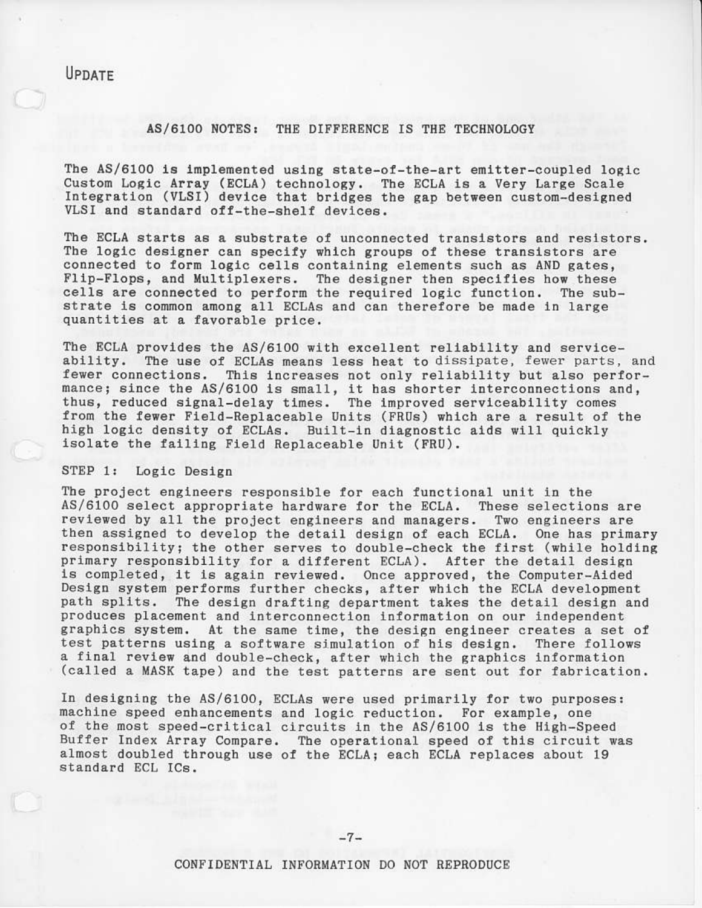# UPDATE

## AS/6100 NOTES: THE DIFFERENCE IS THE TECHNOLOGY

The AS/6100 is implemented using state-of-the-art emitter-coupled logic Custom Logic Array (ECLA) technology. The ECLA is a Very Large Scale Integration (VLSI) device that bridges the gap between custom-designed VLSI and standard off-the-shelf devices.

The ECLA starts as a substrate of unconnected transistors and resistors. The logic designer can specify which groups of these transistors are connected to form logic cells containing elements such as AND gates, Flip-Flops, and Multiplexers. The designer then specifies how these cells are connected to perform the required logic function. The substrate is common among all ECLAs and can therefore be made in large quantities at a favorable price.

The ECLA provides the AS/6100 with excellent reliability and serviceability. The use of ECLAs means less heat to dissipate, fewer parts, and fewer connections. This increases not only reliability but also performance; since the AS/6100 is small, it has shorter interconnections and, thus, reduced signal-delay times. The improved serviceability comes from the fewer Field-Replaceable Units (FRUs) which are a result of the high logic density of ECLAs. Built-in diagnostic aids will quickly isolate the failing Field Replaceable Unit (FRU).

STEP 1: Logic Design

The project engineers responsible for each functional unit in the AS/6100 select appropriate hardware for the ECLA. These selections are reviewed by all the project engineers and managers. Two engineers are then assigned to develop the detail design of each ECLA. One has primary responsibility; the other serves to double-check the first (while holding primary responsibility for a different ECLA). After the detail design is completed, it is again reviewed. Once approved, the Computer-Aided Design system performs further checks, after which the ECLA development path splits. The design drafting department takes the detail design and produces placement and interconnection information on our independent graphics system. At the same time, the design engineer creates a set of test patterns using a software simulation of his design. There follows a final review and double-check, after which the graphics information (called a MASK tape) and the test patterns are sent out for fabrication.

In designing the AS/6100, ECLAs were used primarily for two purposes: machine speed enhancements and logic reduction. For example, one of the most speed-critical circuits in the AS/6100 is the High-Speed Buffer Index Array Compare. The operational speed of this circuit was almost doubled through use of the ECLA; each ECLA replaces about 19 standard ECL ICs.

CONFIDENTIAL INFORMATION DO NOT REPRODUCE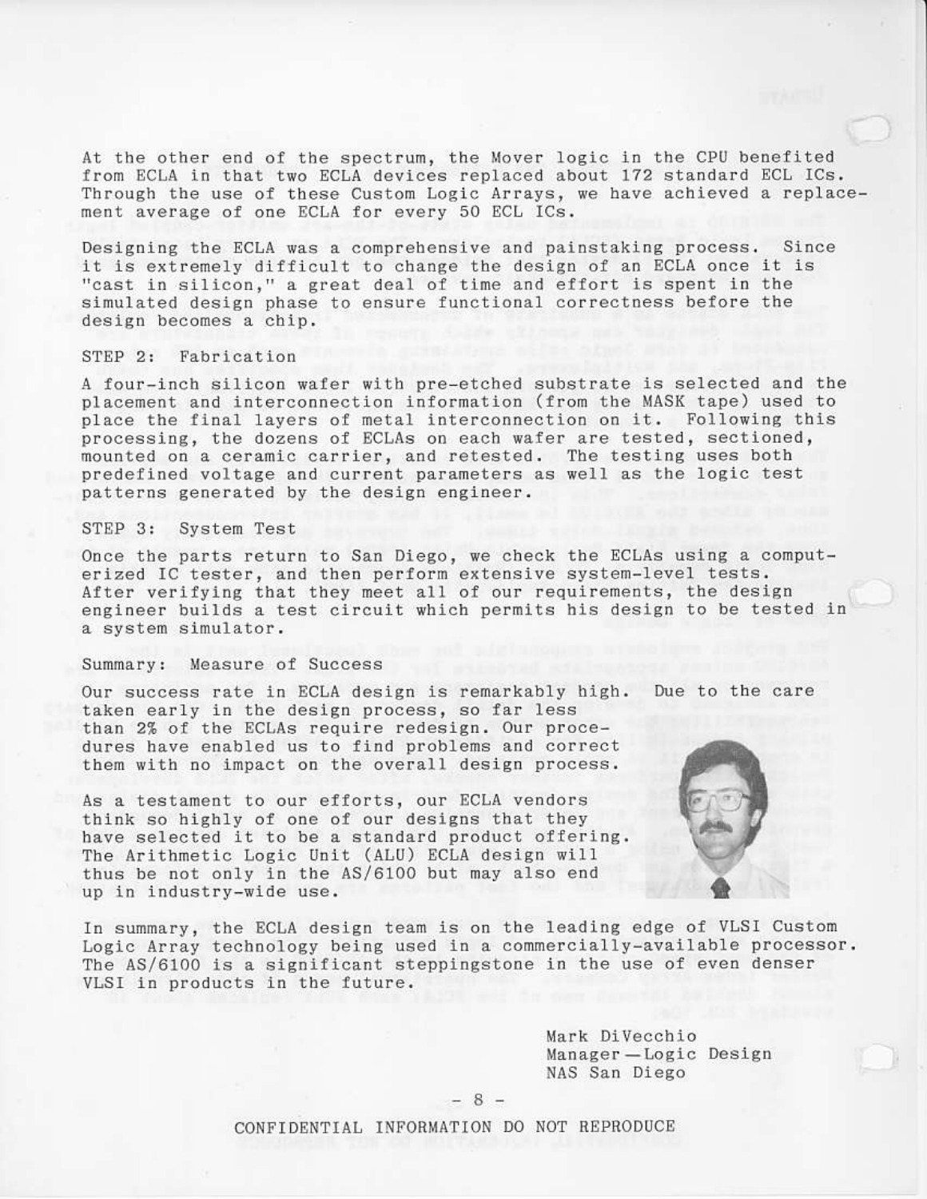At the other end of the spectrum, the Mover logic in the CPU benefited from ECLA in that two ECLA devices replaced about 172 standard ECL ICs. Through the use of these Custom Logic Arrays, we have achieved a replacement average of one ECLA for every 50 ECL ICs.

Designing the ECLA was a comprehensive and painstaking process. Since it is extremely difficult to change the design of an ECLA once it is "cast in silicon," a great deal of time and effort is spent in the simulated design phase to ensure functional correctness before the design becomes a chip.

STEP 2: Fabrication

A four-inch silicon wafer with pre-etched substrate is selected and the placement and interconnection information (from the MASK tape) used to place the final layers of metal interconnection on it. Following this processing, the dozens of ECLAs on each wafer are tested, sectioned, mounted on a ceramic carrier, and retested. The testing uses both predefined voltage and current parameters as well as the logic test patterns generated by the design engineer.

STEP 3: System Test

Once the parts return to San Diego, we check the ECLAs using a computerized IC tester, and then perform extensive system-level tests. After verifying that they meet all of our requirements, the design engineer builds a test circuit which permits his design to be tested in a system simulator.

Summary: Measure of Success

Our success rate in ECLA design is remarkably high. Due to the care taken early in the design process, so far less than 2% of the ECLAs require redesign. Our procedures have enabled us to find problems and correct them with no impact on the overall design process.

As a testament to our efforts, our ECLA vendors think so highly of one of our designs that they have selected it to be a standard product offering. The Arithmetic Logic Unit (ALU) ECLA design will thus be not only in the AS/6100 but may also end up in industry-wide use.

In summary, the ECLA design team is on the leading edge of VLSI Custom Logic Array technology being used in a commercially-available processor. The AS/6100 is a significant steppingstone in the use of even denser VLSI in products in the future.

Mark DiVecchio
Manager — Logic Design
NAS San Diego

CONFIDENTIAL INFORMATION DO NOT REPRODUCE